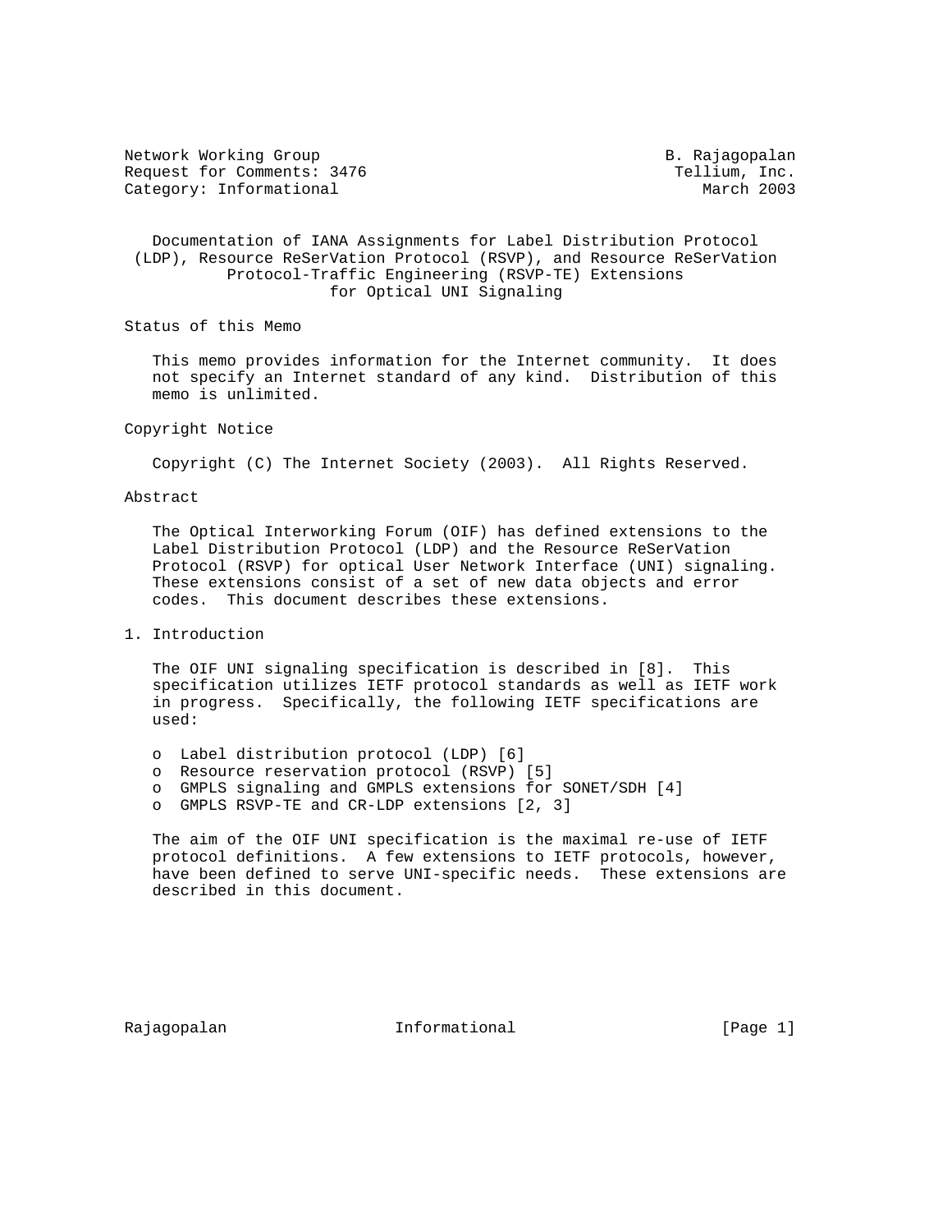Network Working Group B. Rajagopalan
Request for Comments: 3476 Tellium, Inc.
Category: Informational March 2003

# Documentation of IANA Assignments for Label Distribution Protocol (LDP), Resource ReSerVation Protocol (RSVP), and Resource ReSerVation Protocol-Traffic Engineering (RSVP-TE) Extensions for Optical UNI Signaling

## Status of this Memo

This memo provides information for the Internet community. It does not specify an Internet standard of any kind. Distribution of this memo is unlimited.

## Copyright Notice

Copyright (C) The Internet Society (2003). All Rights Reserved.

## Abstract

The Optical Interworking Forum (OIF) has defined extensions to the Label Distribution Protocol (LDP) and the Resource ReSerVation Protocol (RSVP) for optical User Network Interface (UNI) signaling. These extensions consist of a set of new data objects and error codes. This document describes these extensions.

## 1. Introduction

The OIF UNI signaling specification is described in [8]. This specification utilizes IETF protocol standards as well as IETF work in progress. Specifically, the following IETF specifications are used:

- Label distribution protocol (LDP) [6]
- Resource reservation protocol (RSVP) [5]
- GMPLS signaling and GMPLS extensions for SONET/SDH [4]
- GMPLS RSVP-TE and CR-LDP extensions [2, 3]

The aim of the OIF UNI specification is the maximal re-use of IETF protocol definitions. A few extensions to IETF protocols, however, have been defined to serve UNI-specific needs. These extensions are described in this document.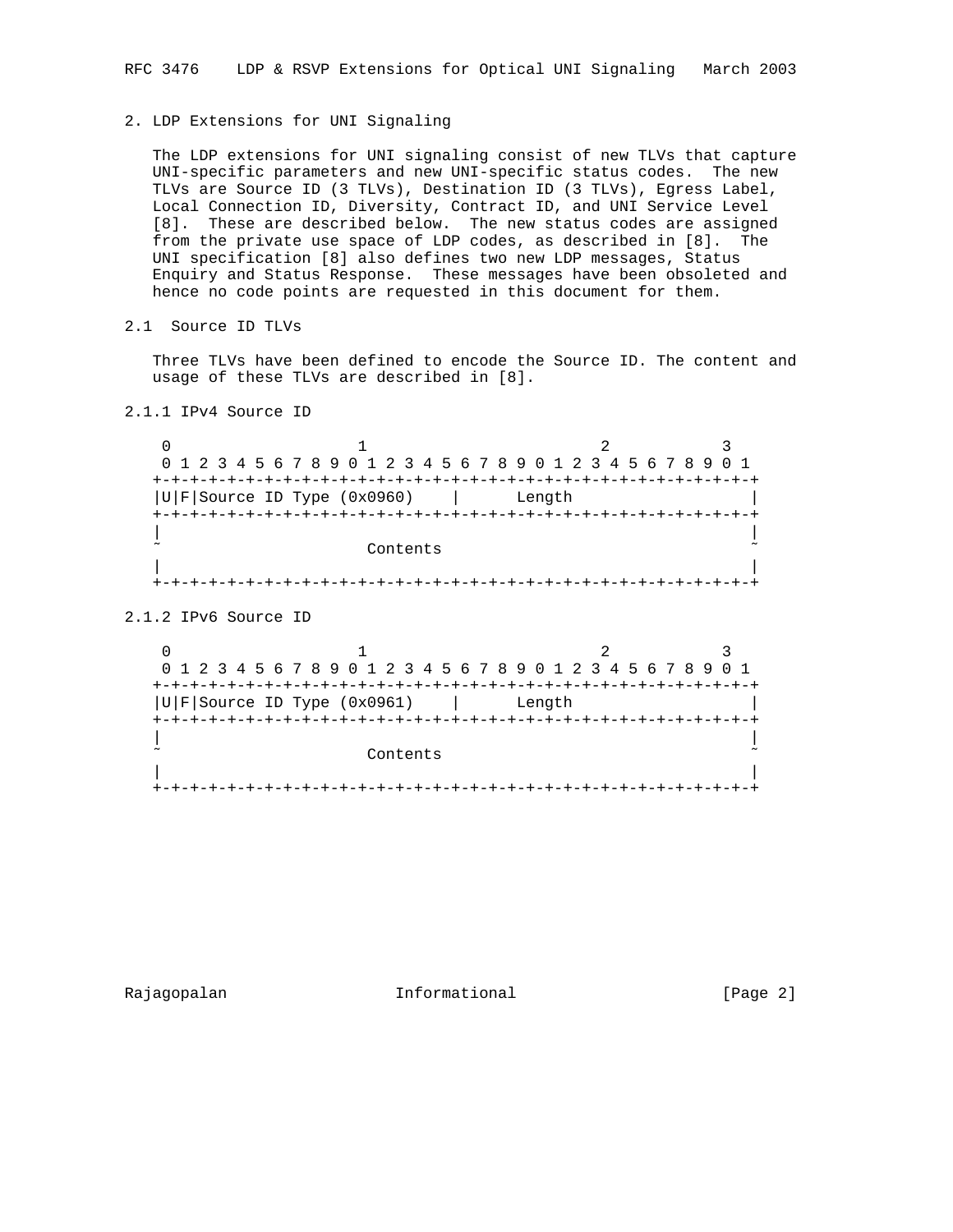## 2. LDP Extensions for UNI Signaling

The LDP extensions for UNI signaling consist of new TLVs that capture UNI-specific parameters and new UNI-specific status codes. The new TLVs are Source ID (3 TLVs), Destination ID (3 TLVs), Egress Label, Local Connection ID, Diversity, Contract ID, and UNI Service Level [8]. These are described below. The new status codes are assigned from the private use space of LDP codes, as described in [8]. The UNI specification [8] also defines two new LDP messages, Status Enquiry and Status Response. These messages have been obsoleted and hence no code points are requested in this document for them.

### 2.1 Source ID TLVs

Three TLVs have been defined to encode the Source ID. The content and usage of these TLVs are described in [8].

#### 2.1.1 IPv4 Source ID

```
 0                   1                   2                   3
 0 1 2 3 4 5 6 7 8 9 0 1 2 3 4 5 6 7 8 9 0 1 2 3 4 5 6 7 8 9 0 1
+-+-+-+-+-+-+-+-+-+-+-+-+-+-+-+-+-+-+-+-+-+-+-+-+-+-+-+-+-+-+-+-+
|U|F|Source ID Type (0x0960)    |      Length                   |
+-+-+-+-+-+-+-+-+-+-+-+-+-+-+-+-+-+-+-+-+-+-+-+-+-+-+-+-+-+-+-+-+
|                                                               |
~                     Contents                                  ~
|                                                               |
+-+-+-+-+-+-+-+-+-+-+-+-+-+-+-+-+-+-+-+-+-+-+-+-+-+-+-+-+-+-+-+-+
```

#### 2.1.2 IPv6 Source ID

```
 0                   1                   2                   3
 0 1 2 3 4 5 6 7 8 9 0 1 2 3 4 5 6 7 8 9 0 1 2 3 4 5 6 7 8 9 0 1
+-+-+-+-+-+-+-+-+-+-+-+-+-+-+-+-+-+-+-+-+-+-+-+-+-+-+-+-+-+-+-+-+
|U|F|Source ID Type (0x0961)    |      Length                   |
+-+-+-+-+-+-+-+-+-+-+-+-+-+-+-+-+-+-+-+-+-+-+-+-+-+-+-+-+-+-+-+-+
|                                                               |
~                     Contents                                  ~
|                                                               |
+-+-+-+-+-+-+-+-+-+-+-+-+-+-+-+-+-+-+-+-+-+-+-+-+-+-+-+-+-+-+-+-+
```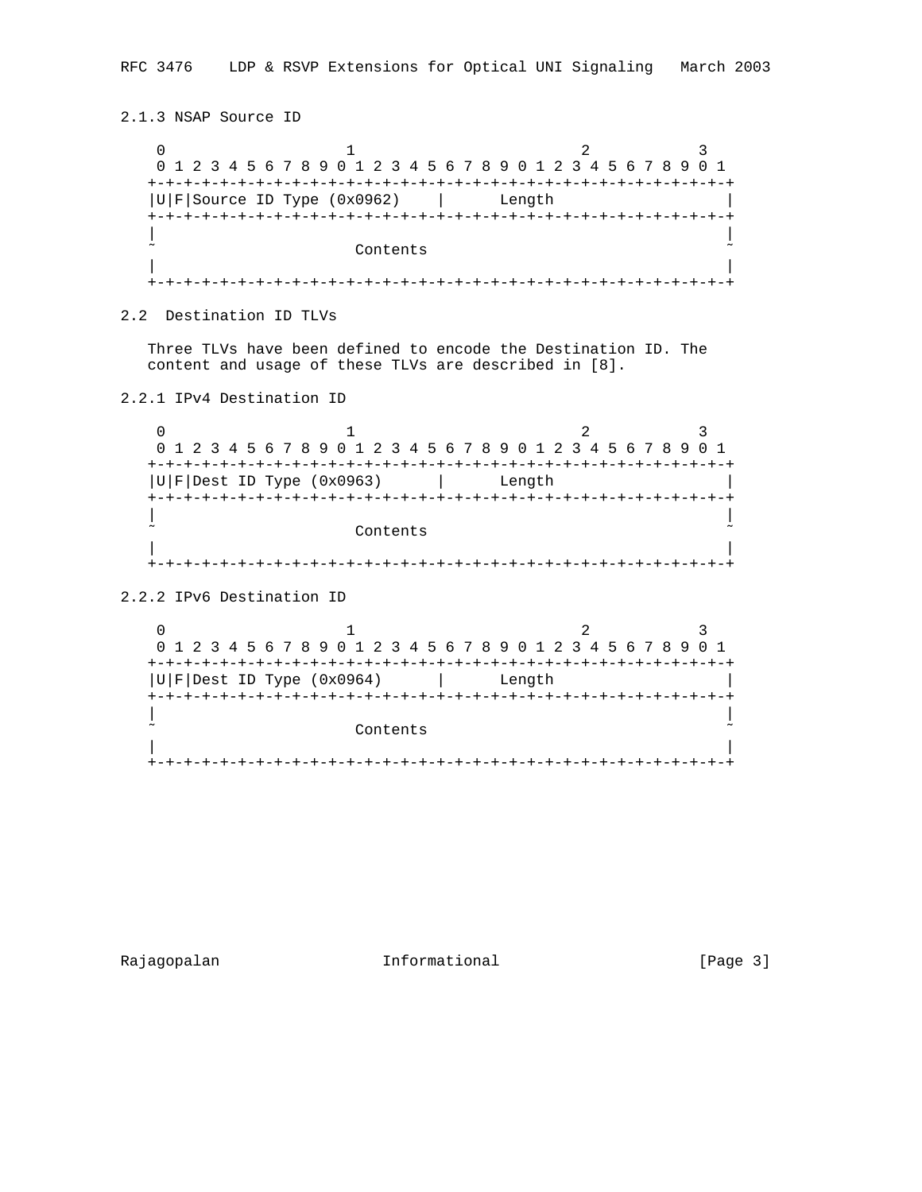### 2.1.3 NSAP Source ID

```
    0                   1                   2                   3
    0 1 2 3 4 5 6 7 8 9 0 1 2 3 4 5 6 7 8 9 0 1 2 3 4 5 6 7 8 9 0 1
   +-+-+-+-+-+-+-+-+-+-+-+-+-+-+-+-+-+-+-+-+-+-+-+-+-+-+-+-+-+-+-+-+
   |U|F|Source ID Type (0x0962)    |      Length                   |
   +-+-+-+-+-+-+-+-+-+-+-+-+-+-+-+-+-+-+-+-+-+-+-+-+-+-+-+-+-+-+-+-+
   |                                                               |
   ~                       Contents                                ~
   |                                                               |
   +-+-+-+-+-+-+-+-+-+-+-+-+-+-+-+-+-+-+-+-+-+-+-+-+-+-+-+-+-+-+-+-+
```

## 2.2 Destination ID TLVs

Three TLVs have been defined to encode the Destination ID. The content and usage of these TLVs are described in [8].

### 2.2.1 IPv4 Destination ID

```
    0                   1                   2                   3
    0 1 2 3 4 5 6 7 8 9 0 1 2 3 4 5 6 7 8 9 0 1 2 3 4 5 6 7 8 9 0 1
   +-+-+-+-+-+-+-+-+-+-+-+-+-+-+-+-+-+-+-+-+-+-+-+-+-+-+-+-+-+-+-+-+
   |U|F|Dest ID Type (0x0963)      |      Length                   |
   +-+-+-+-+-+-+-+-+-+-+-+-+-+-+-+-+-+-+-+-+-+-+-+-+-+-+-+-+-+-+-+-+
   |                                                               |
   ~                       Contents                                ~
   |                                                               |
   +-+-+-+-+-+-+-+-+-+-+-+-+-+-+-+-+-+-+-+-+-+-+-+-+-+-+-+-+-+-+-+-+
```

### 2.2.2 IPv6 Destination ID

```
    0                   1                   2                   3
    0 1 2 3 4 5 6 7 8 9 0 1 2 3 4 5 6 7 8 9 0 1 2 3 4 5 6 7 8 9 0 1
   +-+-+-+-+-+-+-+-+-+-+-+-+-+-+-+-+-+-+-+-+-+-+-+-+-+-+-+-+-+-+-+-+
   |U|F|Dest ID Type (0x0964)      |      Length                   |
   +-+-+-+-+-+-+-+-+-+-+-+-+-+-+-+-+-+-+-+-+-+-+-+-+-+-+-+-+-+-+-+-+
   |                                                               |
   ~                       Contents                                ~
   |                                                               |
   +-+-+-+-+-+-+-+-+-+-+-+-+-+-+-+-+-+-+-+-+-+-+-+-+-+-+-+-+-+-+-+-+
```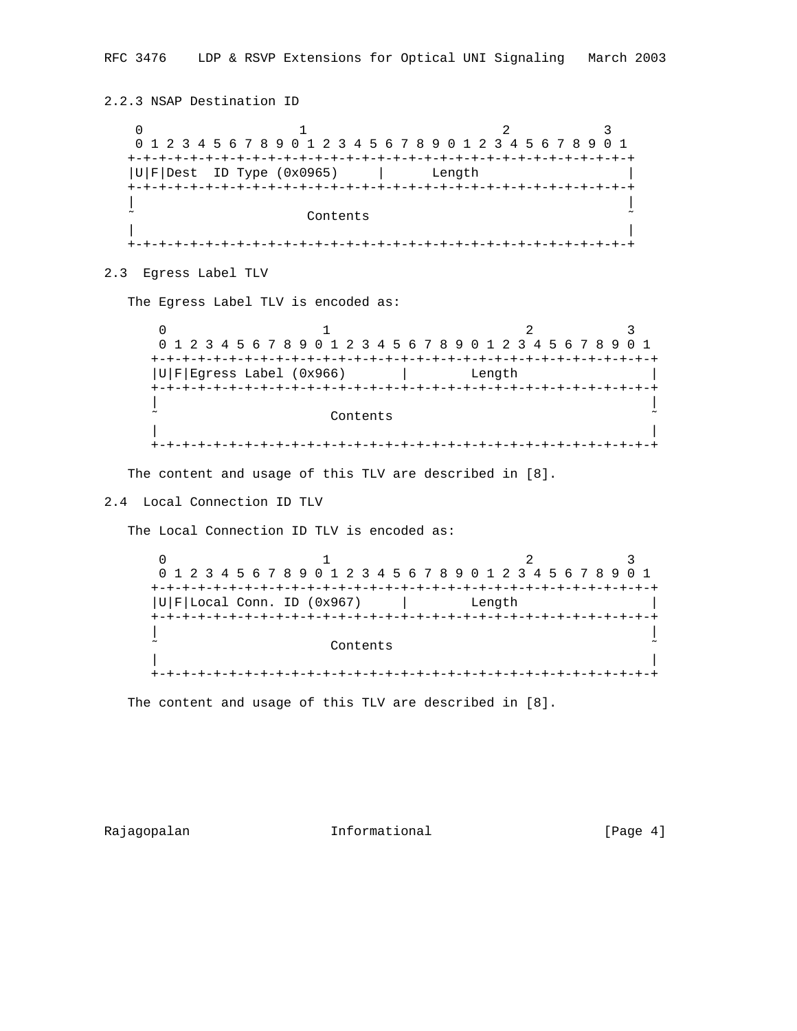### 2.2.3 NSAP Destination ID

```
 0                   1                   2                   3
 0 1 2 3 4 5 6 7 8 9 0 1 2 3 4 5 6 7 8 9 0 1 2 3 4 5 6 7 8 9 0 1
+-+-+-+-+-+-+-+-+-+-+-+-+-+-+-+-+-+-+-+-+-+-+-+-+-+-+-+-+-+-+-+-+
|U|F|Dest  ID Type (0x0965)     |      Length                   |
+-+-+-+-+-+-+-+-+-+-+-+-+-+-+-+-+-+-+-+-+-+-+-+-+-+-+-+-+-+-+-+-+
|                                                               |
~                        Contents                               ~
|                                                               |
+-+-+-+-+-+-+-+-+-+-+-+-+-+-+-+-+-+-+-+-+-+-+-+-+-+-+-+-+-+-+-+-+
```

## 2.3 Egress Label TLV

The Egress Label TLV is encoded as:

```
 0                   1                   2                   3
 0 1 2 3 4 5 6 7 8 9 0 1 2 3 4 5 6 7 8 9 0 1 2 3 4 5 6 7 8 9 0 1
+-+-+-+-+-+-+-+-+-+-+-+-+-+-+-+-+-+-+-+-+-+-+-+-+-+-+-+-+-+-+-+-+
|U|F|Egress Label (0x966)       |        Length                 |
+-+-+-+-+-+-+-+-+-+-+-+-+-+-+-+-+-+-+-+-+-+-+-+-+-+-+-+-+-+-+-+-+
|                                                               |
~                        Contents                               ~
|                                                               |
+-+-+-+-+-+-+-+-+-+-+-+-+-+-+-+-+-+-+-+-+-+-+-+-+-+-+-+-+-+-+-+-+
```

The content and usage of this TLV are described in [8].

## 2.4 Local Connection ID TLV

The Local Connection ID TLV is encoded as:

```
 0                   1                   2                   3
 0 1 2 3 4 5 6 7 8 9 0 1 2 3 4 5 6 7 8 9 0 1 2 3 4 5 6 7 8 9 0 1
+-+-+-+-+-+-+-+-+-+-+-+-+-+-+-+-+-+-+-+-+-+-+-+-+-+-+-+-+-+-+-+-+
|U|F|Local Conn. ID (0x967)     |        Length                 |
+-+-+-+-+-+-+-+-+-+-+-+-+-+-+-+-+-+-+-+-+-+-+-+-+-+-+-+-+-+-+-+-+
|                                                               |
~                        Contents                               ~
|                                                               |
+-+-+-+-+-+-+-+-+-+-+-+-+-+-+-+-+-+-+-+-+-+-+-+-+-+-+-+-+-+-+-+-+
```

The content and usage of this TLV are described in [8].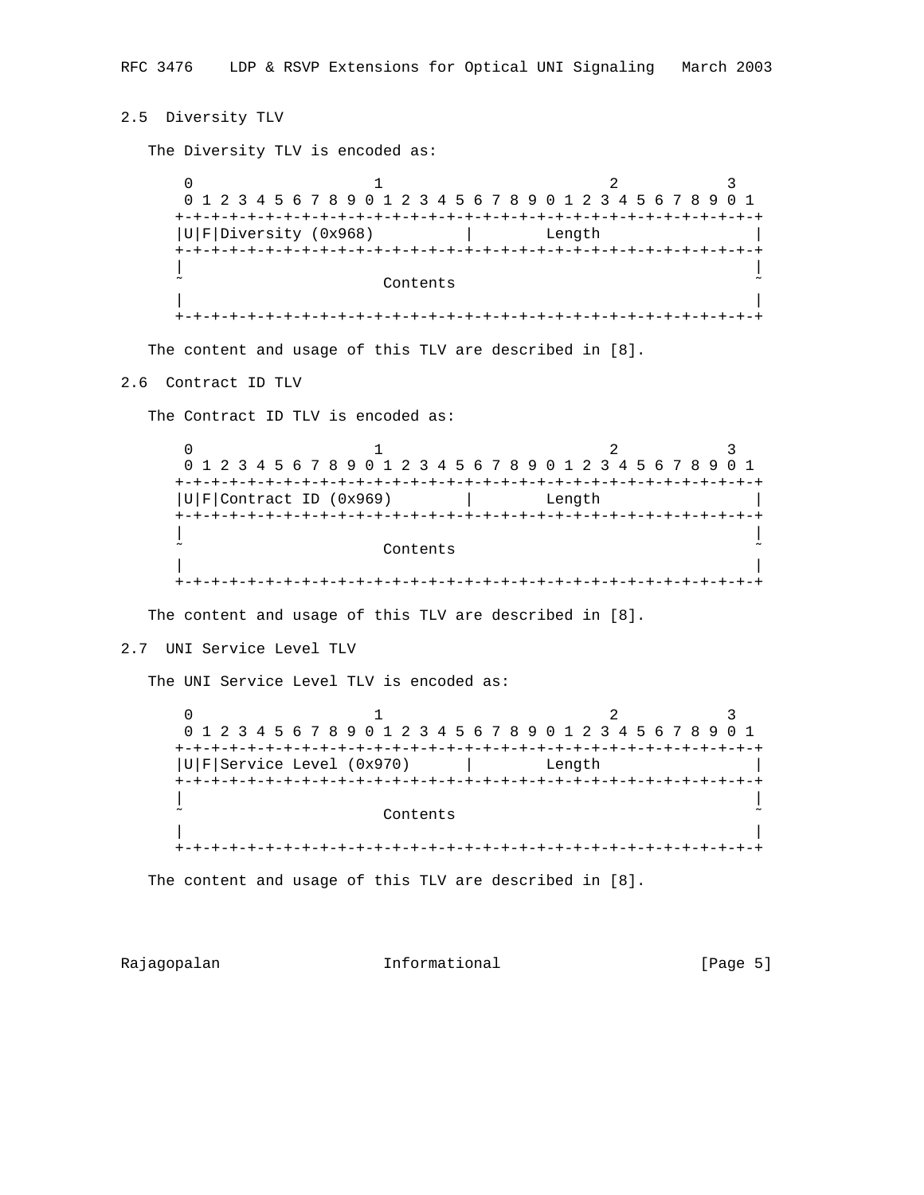### 2.5 Diversity TLV

The Diversity TLV is encoded as:

```
 0                   1                   2                   3
 0 1 2 3 4 5 6 7 8 9 0 1 2 3 4 5 6 7 8 9 0 1 2 3 4 5 6 7 8 9 0 1
+-+-+-+-+-+-+-+-+-+-+-+-+-+-+-+-+-+-+-+-+-+-+-+-+-+-+-+-+-+-+-+-+
|U|F|Diversity (0x968)          |        Length                 |
+-+-+-+-+-+-+-+-+-+-+-+-+-+-+-+-+-+-+-+-+-+-+-+-+-+-+-+-+-+-+-+-+
|                                                               |
~                           Contents                            ~
|                                                               |
+-+-+-+-+-+-+-+-+-+-+-+-+-+-+-+-+-+-+-+-+-+-+-+-+-+-+-+-+-+-+-+-+
```

The content and usage of this TLV are described in [8].

### 2.6 Contract ID TLV

The Contract ID TLV is encoded as:

```
 0                   1                   2                   3
 0 1 2 3 4 5 6 7 8 9 0 1 2 3 4 5 6 7 8 9 0 1 2 3 4 5 6 7 8 9 0 1
+-+-+-+-+-+-+-+-+-+-+-+-+-+-+-+-+-+-+-+-+-+-+-+-+-+-+-+-+-+-+-+-+
|U|F|Contract ID (0x969)        |        Length                 |
+-+-+-+-+-+-+-+-+-+-+-+-+-+-+-+-+-+-+-+-+-+-+-+-+-+-+-+-+-+-+-+-+
|                                                               |
~                           Contents                            ~
|                                                               |
+-+-+-+-+-+-+-+-+-+-+-+-+-+-+-+-+-+-+-+-+-+-+-+-+-+-+-+-+-+-+-+-+
```

The content and usage of this TLV are described in [8].

### 2.7 UNI Service Level TLV

The UNI Service Level TLV is encoded as:

```
 0                   1                   2                   3
 0 1 2 3 4 5 6 7 8 9 0 1 2 3 4 5 6 7 8 9 0 1 2 3 4 5 6 7 8 9 0 1
+-+-+-+-+-+-+-+-+-+-+-+-+-+-+-+-+-+-+-+-+-+-+-+-+-+-+-+-+-+-+-+-+
|U|F|Service Level (0x970)      |        Length                 |
+-+-+-+-+-+-+-+-+-+-+-+-+-+-+-+-+-+-+-+-+-+-+-+-+-+-+-+-+-+-+-+-+
|                                                               |
~                           Contents                            ~
|                                                               |
+-+-+-+-+-+-+-+-+-+-+-+-+-+-+-+-+-+-+-+-+-+-+-+-+-+-+-+-+-+-+-+-+
```

The content and usage of this TLV are described in [8].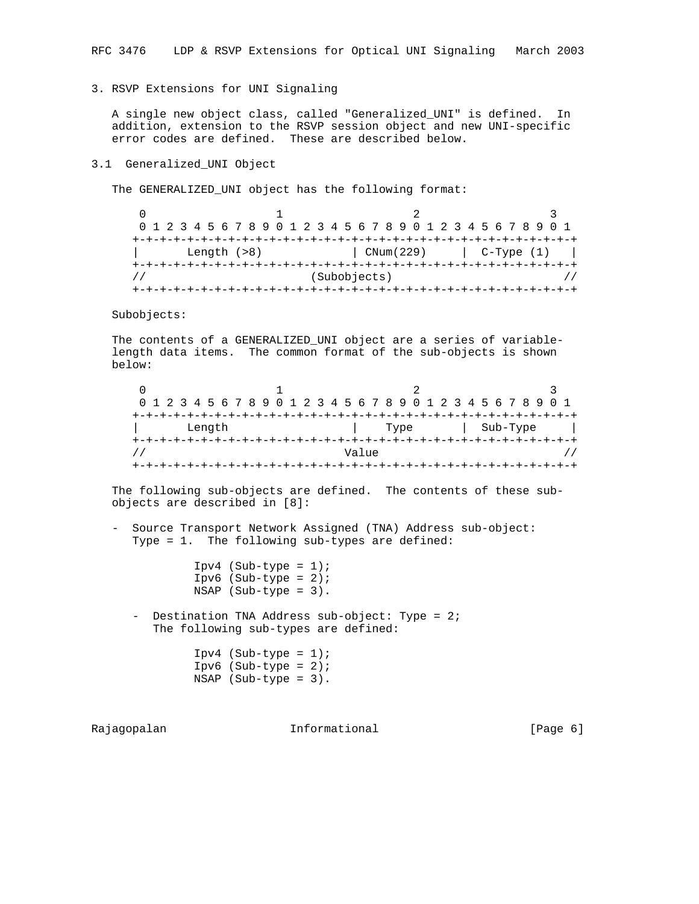## 3. RSVP Extensions for UNI Signaling

A single new object class, called "Generalized_UNI" is defined. In addition, extension to the RSVP session object and new UNI-specific error codes are defined. These are described below.

### 3.1 Generalized_UNI Object

The GENERALIZED_UNI object has the following format:

```
 0                   1                   2                   3
 0 1 2 3 4 5 6 7 8 9 0 1 2 3 4 5 6 7 8 9 0 1 2 3 4 5 6 7 8 9 0 1
+-+-+-+-+-+-+-+-+-+-+-+-+-+-+-+-+-+-+-+-+-+-+-+-+-+-+-+-+-+-+-+-+
|       Length (>8)             | CNum(229)     |  C-Type (1)   |
+-+-+-+-+-+-+-+-+-+-+-+-+-+-+-+-+-+-+-+-+-+-+-+-+-+-+-+-+-+-+-+-+
//                         (Subobjects)                        //
+-+-+-+-+-+-+-+-+-+-+-+-+-+-+-+-+-+-+-+-+-+-+-+-+-+-+-+-+-+-+-+-+
```

Subobjects:

The contents of a GENERALIZED_UNI object are a series of variable-length data items. The common format of the sub-objects is shown below:

```
 0                   1                   2                   3
 0 1 2 3 4 5 6 7 8 9 0 1 2 3 4 5 6 7 8 9 0 1 2 3 4 5 6 7 8 9 0 1
+-+-+-+-+-+-+-+-+-+-+-+-+-+-+-+-+-+-+-+-+-+-+-+-+-+-+-+-+-+-+-+-+
|       Length                  |    Type       |  Sub-Type     |
+-+-+-+-+-+-+-+-+-+-+-+-+-+-+-+-+-+-+-+-+-+-+-+-+-+-+-+-+-+-+-+-+
//                              Value                          //
+-+-+-+-+-+-+-+-+-+-+-+-+-+-+-+-+-+-+-+-+-+-+-+-+-+-+-+-+-+-+-+-+
```

The following sub-objects are defined. The contents of these sub-objects are described in [8]:

- Source Transport Network Assigned (TNA) Address sub-object: Type = 1. The following sub-types are defined:

  Ipv4 (Sub-type = 1);
  Ipv6 (Sub-type = 2);
  NSAP (Sub-type = 3).

- Destination TNA Address sub-object: Type = 2; The following sub-types are defined:

  Ipv4 (Sub-type = 1);
  Ipv6 (Sub-type = 2);
  NSAP (Sub-type = 3).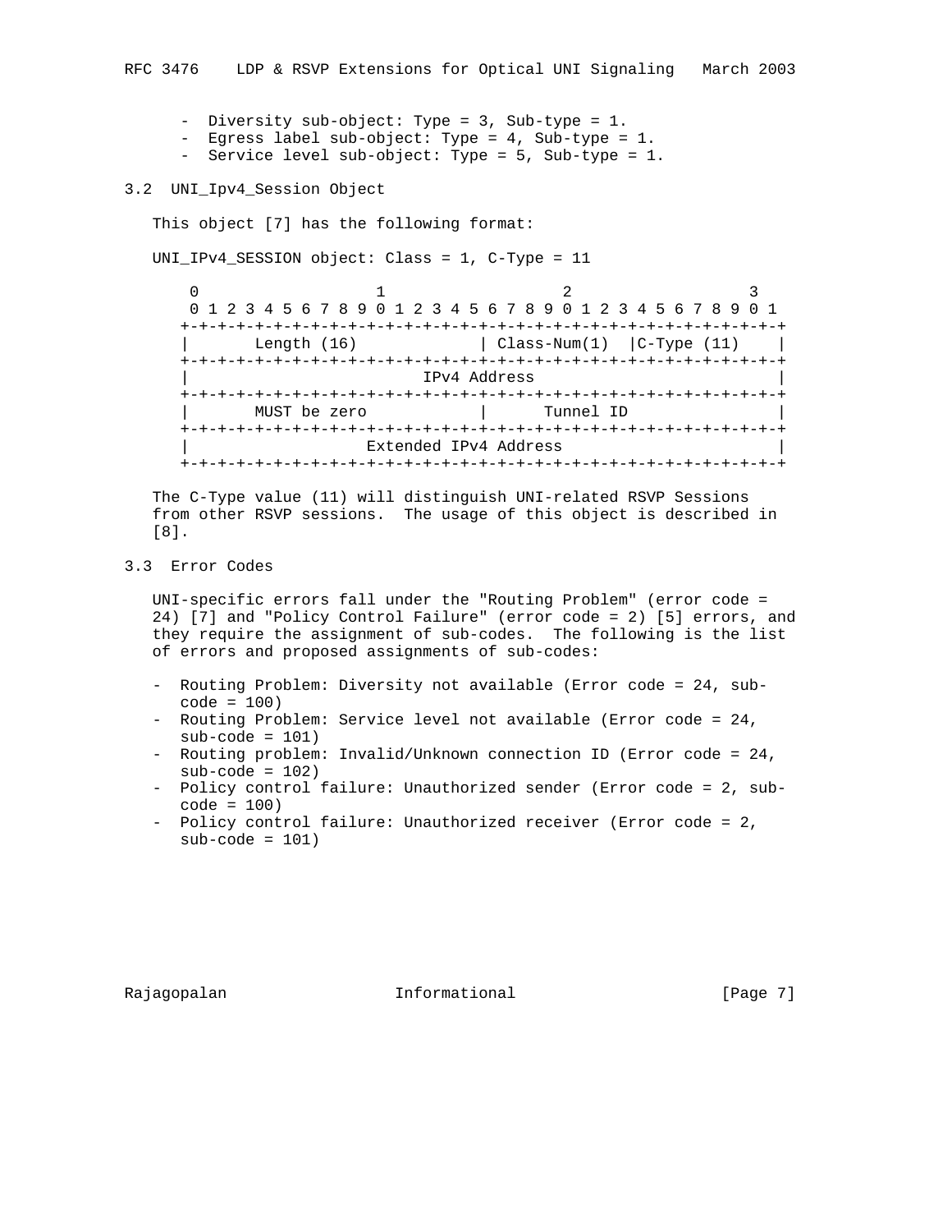- Diversity sub-object: Type = 3, Sub-type = 1.
- Egress label sub-object: Type = 4, Sub-type = 1.
- Service level sub-object: Type = 5, Sub-type = 1.

## 3.2 UNI_Ipv4_Session Object

This object [7] has the following format:

UNI_IPv4_SESSION object: Class = 1, C-Type = 11

```
 0                   1                   2                   3
 0 1 2 3 4 5 6 7 8 9 0 1 2 3 4 5 6 7 8 9 0 1 2 3 4 5 6 7 8 9 0 1
+-+-+-+-+-+-+-+-+-+-+-+-+-+-+-+-+-+-+-+-+-+-+-+-+-+-+-+-+-+-+-+-+
|       Length (16)             | Class-Num(1)  |C-Type (11)    |
+-+-+-+-+-+-+-+-+-+-+-+-+-+-+-+-+-+-+-+-+-+-+-+-+-+-+-+-+-+-+-+-+
|                          IPv4 Address                         |
+-+-+-+-+-+-+-+-+-+-+-+-+-+-+-+-+-+-+-+-+-+-+-+-+-+-+-+-+-+-+-+-+
|       MUST be zero            |      Tunnel ID                |
+-+-+-+-+-+-+-+-+-+-+-+-+-+-+-+-+-+-+-+-+-+-+-+-+-+-+-+-+-+-+-+-+
|                    Extended IPv4 Address                      |
+-+-+-+-+-+-+-+-+-+-+-+-+-+-+-+-+-+-+-+-+-+-+-+-+-+-+-+-+-+-+-+-+
```

The C-Type value (11) will distinguish UNI-related RSVP Sessions from other RSVP sessions. The usage of this object is described in [8].

## 3.3 Error Codes

UNI-specific errors fall under the "Routing Problem" (error code = 24) [7] and "Policy Control Failure" (error code = 2) [5] errors, and they require the assignment of sub-codes. The following is the list of errors and proposed assignments of sub-codes:

- Routing Problem: Diversity not available (Error code = 24, sub-code = 100)
- Routing Problem: Service level not available (Error code = 24, sub-code = 101)
- Routing problem: Invalid/Unknown connection ID (Error code = 24, sub-code = 102)
- Policy control failure: Unauthorized sender (Error code = 2, sub-code = 100)
- Policy control failure: Unauthorized receiver (Error code = 2, sub-code = 101)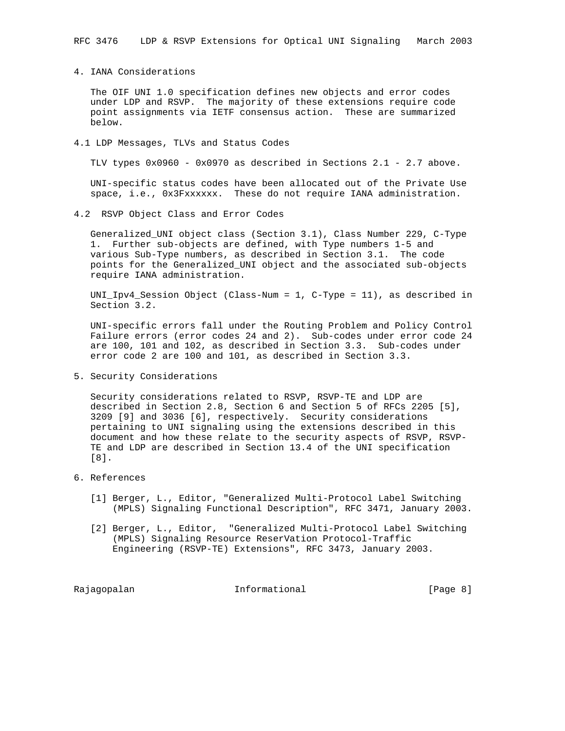# 4. IANA Considerations

The OIF UNI 1.0 specification defines new objects and error codes under LDP and RSVP. The majority of these extensions require code point assignments via IETF consensus action. These are summarized below.

## 4.1 LDP Messages, TLVs and Status Codes

TLV types 0x0960 - 0x0970 as described in Sections 2.1 - 2.7 above.

UNI-specific status codes have been allocated out of the Private Use space, i.e., 0x3Fxxxxxx. These do not require IANA administration.

## 4.2 RSVP Object Class and Error Codes

Generalized_UNI object class (Section 3.1), Class Number 229, C-Type 1. Further sub-objects are defined, with Type numbers 1-5 and various Sub-Type numbers, as described in Section 3.1. The code points for the Generalized_UNI object and the associated sub-objects require IANA administration.

UNI_Ipv4_Session Object (Class-Num = 1, C-Type = 11), as described in Section 3.2.

UNI-specific errors fall under the Routing Problem and Policy Control Failure errors (error codes 24 and 2). Sub-codes under error code 24 are 100, 101 and 102, as described in Section 3.3. Sub-codes under error code 2 are 100 and 101, as described in Section 3.3.

# 5. Security Considerations

Security considerations related to RSVP, RSVP-TE and LDP are described in Section 2.8, Section 6 and Section 5 of RFCs 2205 [5], 3209 [9] and 3036 [6], respectively. Security considerations pertaining to UNI signaling using the extensions described in this document and how these relate to the security aspects of RSVP, RSVP-TE and LDP are described in Section 13.4 of the UNI specification [8].

# 6. References

[1] Berger, L., Editor, "Generalized Multi-Protocol Label Switching (MPLS) Signaling Functional Description", RFC 3471, January 2003.

[2] Berger, L., Editor, "Generalized Multi-Protocol Label Switching (MPLS) Signaling Resource ReserVation Protocol-Traffic Engineering (RSVP-TE) Extensions", RFC 3473, January 2003.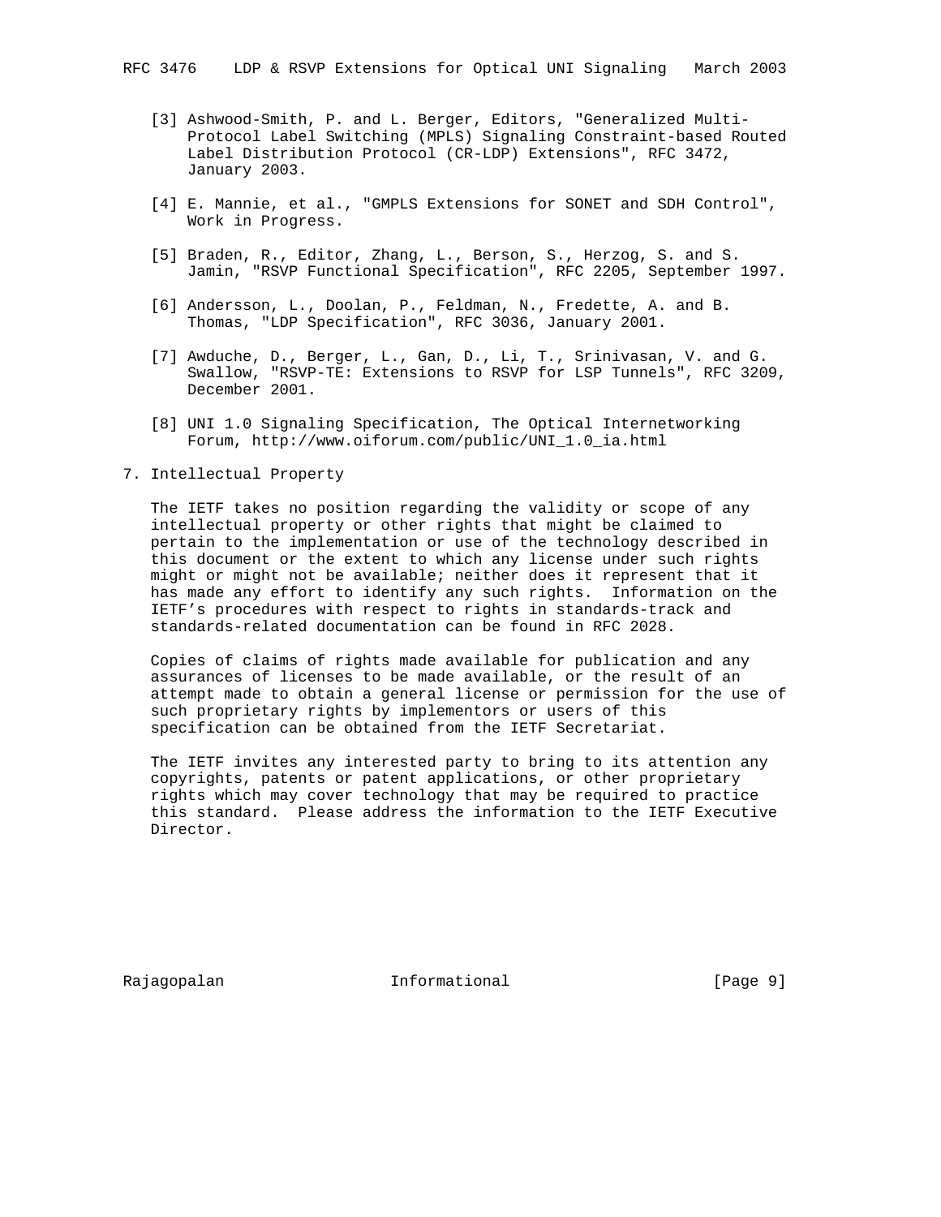[3] Ashwood-Smith, P. and L. Berger, Editors, "Generalized Multi-Protocol Label Switching (MPLS) Signaling Constraint-based Routed Label Distribution Protocol (CR-LDP) Extensions", RFC 3472, January 2003.

[4] E. Mannie, et al., "GMPLS Extensions for SONET and SDH Control", Work in Progress.

[5] Braden, R., Editor, Zhang, L., Berson, S., Herzog, S. and S. Jamin, "RSVP Functional Specification", RFC 2205, September 1997.

[6] Andersson, L., Doolan, P., Feldman, N., Fredette, A. and B. Thomas, "LDP Specification", RFC 3036, January 2001.

[7] Awduche, D., Berger, L., Gan, D., Li, T., Srinivasan, V. and G. Swallow, "RSVP-TE: Extensions to RSVP for LSP Tunnels", RFC 3209, December 2001.

[8] UNI 1.0 Signaling Specification, The Optical Internetworking Forum, http://www.oiforum.com/public/UNI_1.0_ia.html

## 7. Intellectual Property

The IETF takes no position regarding the validity or scope of any intellectual property or other rights that might be claimed to pertain to the implementation or use of the technology described in this document or the extent to which any license under such rights might or might not be available; neither does it represent that it has made any effort to identify any such rights. Information on the IETF's procedures with respect to rights in standards-track and standards-related documentation can be found in RFC 2028.

Copies of claims of rights made available for publication and any assurances of licenses to be made available, or the result of an attempt made to obtain a general license or permission for the use of such proprietary rights by implementors or users of this specification can be obtained from the IETF Secretariat.

The IETF invites any interested party to bring to its attention any copyrights, patents or patent applications, or other proprietary rights which may cover technology that may be required to practice this standard. Please address the information to the IETF Executive Director.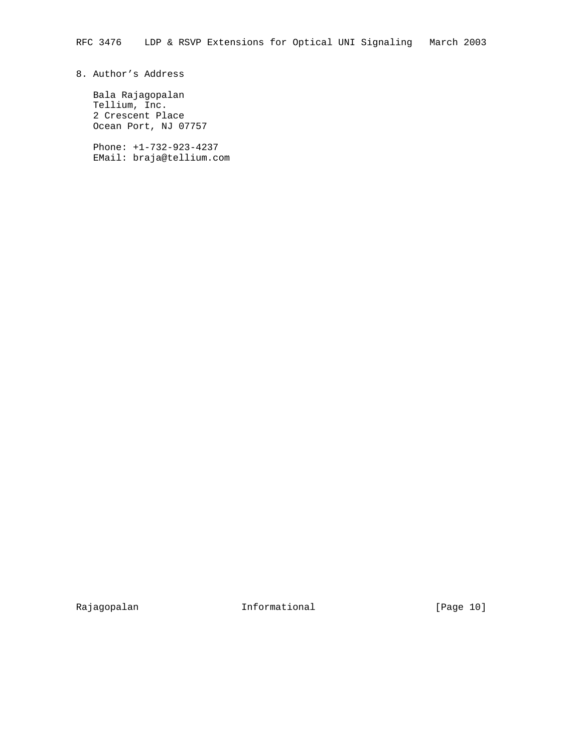## 8. Author's Address

Bala Rajagopalan
Tellium, Inc.
2 Crescent Place
Ocean Port, NJ 07757

Phone: +1-732-923-4237
EMail: braja@tellium.com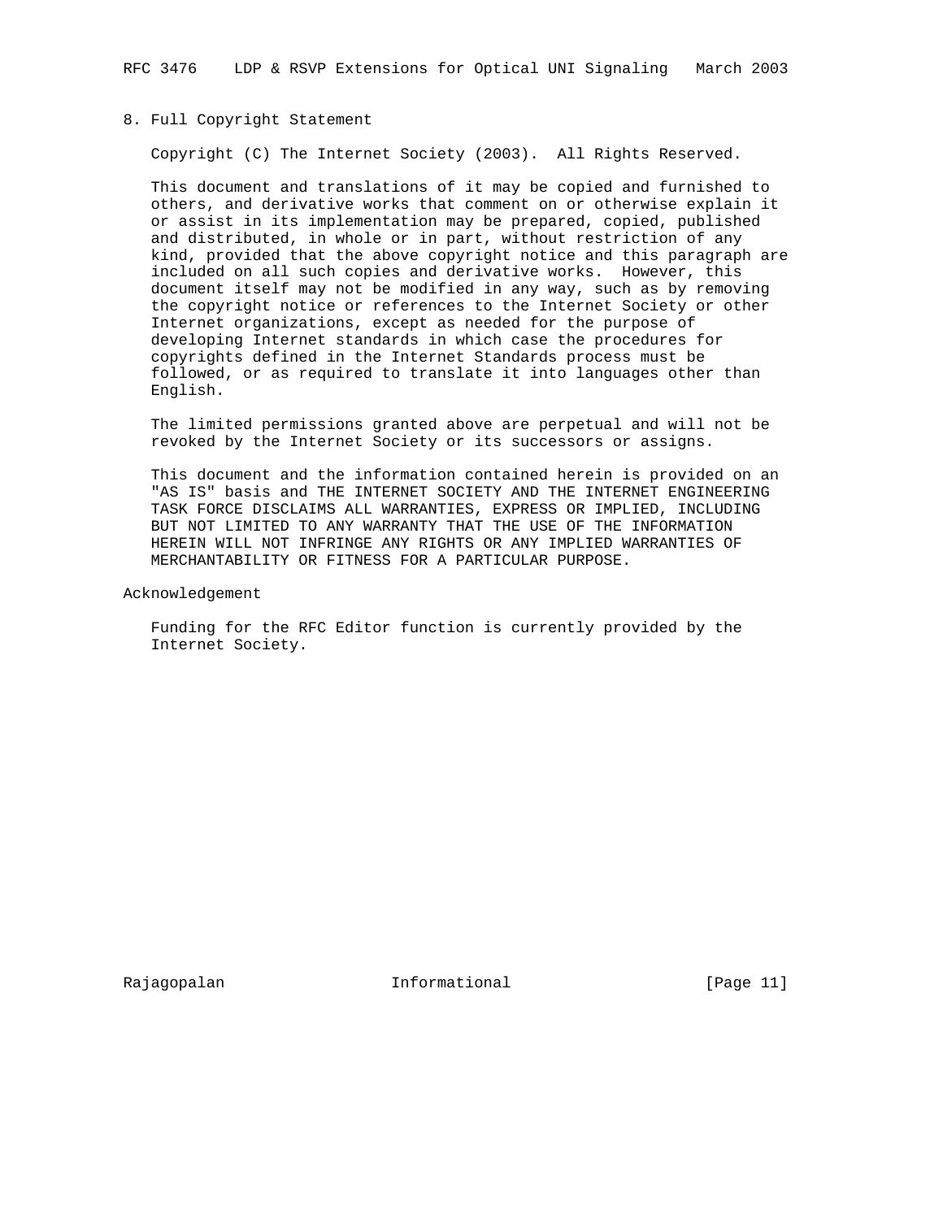## 8. Full Copyright Statement

Copyright (C) The Internet Society (2003). All Rights Reserved.

This document and translations of it may be copied and furnished to others, and derivative works that comment on or otherwise explain it or assist in its implementation may be prepared, copied, published and distributed, in whole or in part, without restriction of any kind, provided that the above copyright notice and this paragraph are included on all such copies and derivative works. However, this document itself may not be modified in any way, such as by removing the copyright notice or references to the Internet Society or other Internet organizations, except as needed for the purpose of developing Internet standards in which case the procedures for copyrights defined in the Internet Standards process must be followed, or as required to translate it into languages other than English.

The limited permissions granted above are perpetual and will not be revoked by the Internet Society or its successors or assigns.

This document and the information contained herein is provided on an "AS IS" basis and THE INTERNET SOCIETY AND THE INTERNET ENGINEERING TASK FORCE DISCLAIMS ALL WARRANTIES, EXPRESS OR IMPLIED, INCLUDING BUT NOT LIMITED TO ANY WARRANTY THAT THE USE OF THE INFORMATION HEREIN WILL NOT INFRINGE ANY RIGHTS OR ANY IMPLIED WARRANTIES OF MERCHANTABILITY OR FITNESS FOR A PARTICULAR PURPOSE.

## Acknowledgement

Funding for the RFC Editor function is currently provided by the Internet Society.